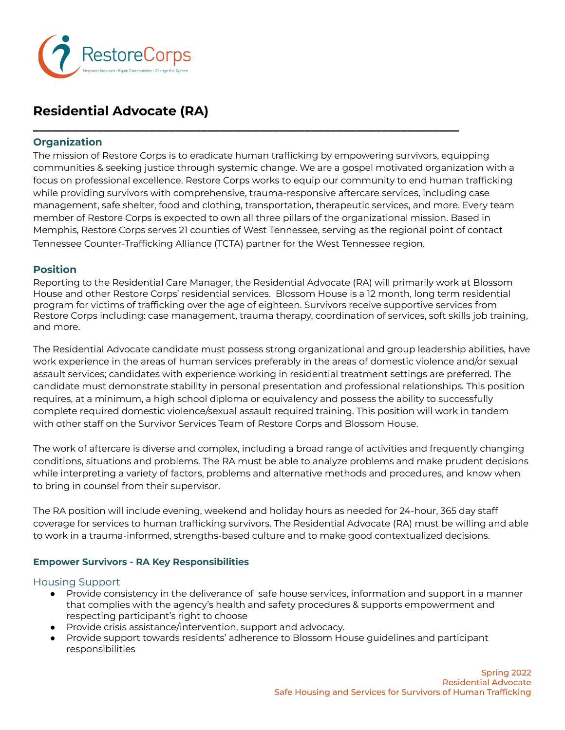# Residential Advocate (RA)

## Organization

The mission of Restore Corps is to eradicate human trafficking by empowering survivors, equipping communities & seeking justice through systemic change. We are a gospel motivated organization with a focus on professional excellence. Restore Corps works to equip our community to end human trafficking while providing survivors with comprehensive, trauma-responsive aftercare services, including case management, safe shelter, food and clothing, transportation, therapeutic services, and more. Every team member of Restore Corps is expected to own all three pillars of the organizational mission. Based in Memphis, Restore Corps serves 21 counties of West Tennessee, serving as the regional point of contact Tennessee Counter-Trafficking Alliance (TCTA) partner for the West Tennessee region.

## Position

Reporting to the Residential Care Manager, the Residential Advocate (RA) will primarily work at Blossom House and other Restore Corps' residential services. Blossom House is a 12 month, long term residential program for victims of trafficking over the age of eighteen. Survivors receive supportive services from Restore Corps including: case management, trauma therapy, coordination of services, soft skills job training, and more.

The Residential Advocate candidate must possess strong organizational and group leadership abilities, have work experience in the areas of human services preferably in the areas of domestic violence and/or sexual assault services; candidates with experience working in residential treatment settings are preferred. The candidate must demonstrate stability in personal presentation and professional relationships. This position requires, at a minimum, a high school diploma or equivalency and possess the ability to successfully complete required domestic violence/sexual assault required training. This position will work in tandem with other staff on the Survivor Services Team of Restore Corps and Blossom House.

The work of aftercare is diverse and complex, including a broad range of activities and frequently changing conditions, situations and problems. The RA must be able to analyze problems and make prudent decisions while interpreting a variety of factors, problems and alternative methods and procedures, and know when to bring in counsel from their supervisor.

The RA position will include evening, weekend and holiday hours as needed for 24-hour, 365 day staff coverage for services to human trafficking survivors. The Residential Advocate (RA) must be willing and able to work in a trauma-informed, strengths-based culture and to make good contextualized decisions.

### Empower Survivors - RA Key Responsibilities

#### Housing Support

- Provide consistency in the deliverance of safe house services, information and support in a manner that complies with the agency's health and safety procedures & supports empowerment and respecting participant's right to choose
- Provide crisis assistance/intervention, support and advocacy.
- Provide support towards residents' adherence to Blossom House guidelines and participant responsibilities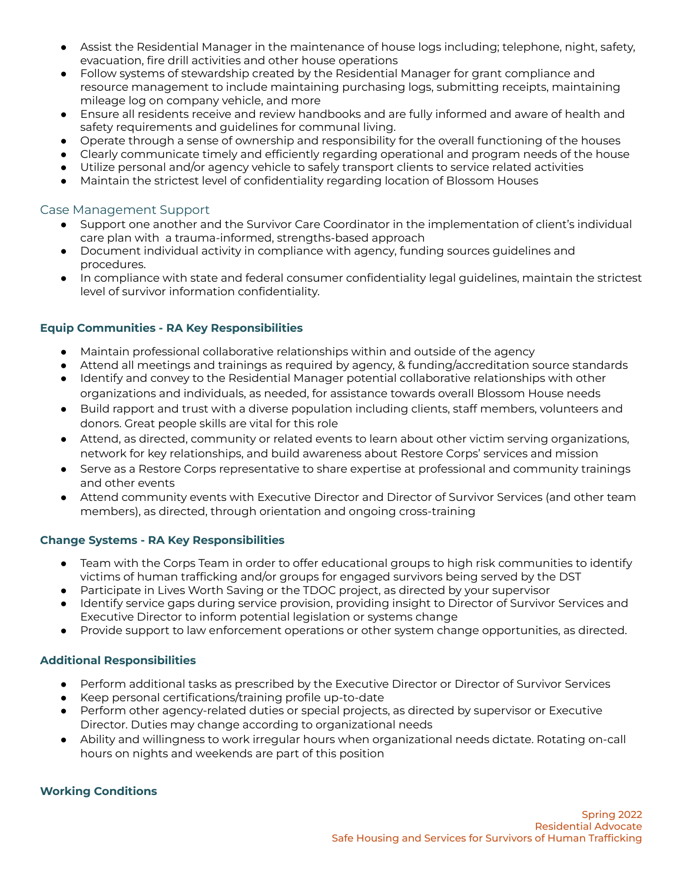- Assist the Residential Manager in the maintenance of house logs including; telephone, night, safety, evacuation, fire drill activities and other house operations
- Follow systems of stewardship created by the Residential Manager for grant compliance and resource management to include maintaining purchasing logs, submitting receipts, maintaining mileage log on company vehicle, and more
- Ensure all residents receive and review handbooks and are fully informed and aware of health and safety requirements and guidelines for communal living.
- Operate through a sense of ownership and responsibility for the overall functioning of the houses
- Clearly communicate timely and efficiently regarding operational and program needs of the house
- Utilize personal and/or agency vehicle to safely transport clients to service related activities
- Maintain the strictest level of confidentiality regarding location of Blossom Houses

## Case Management Support

- Support one another and the Survivor Care Coordinator in the implementation of client's individual care plan with a trauma-informed, strengths-based approach
- Document individual activity in compliance with agency, funding sources guidelines and procedures.
- In compliance with state and federal consumer confidentiality legal guidelines, maintain the strictest level of survivor information confidentiality.

### Equip Communities - RA Key Responsibilities

- Maintain professional collaborative relationships within and outside of the agency
- Attend all meetings and trainings as required by agency, & funding/accreditation source standards
- Identify and convey to the Residential Manager potential collaborative relationships with other organizations and individuals, as needed, for assistance towards overall Blossom House needs
- Build rapport and trust with a diverse population including clients, staff members, volunteers and donors. Great people skills are vital for this role
- Attend, as directed, community or related events to learn about other victim serving organizations, network for key relationships, and build awareness about Restore Corps' services and mission
- Serve as a Restore Corps representative to share expertise at professional and community trainings and other events
- Attend community events with Executive Director and Director of Survivor Services (and other team members), as directed, through orientation and ongoing cross-training

### Change Systems - RA Key Responsibilities

- Team with the Corps Team in order to offer educational groups to high risk communities to identify victims of human trafficking and/or groups for engaged survivors being served by the DST
- Participate in Lives Worth Saving or the TDOC project, as directed by your supervisor
- Identify service gaps during service provision, providing insight to Director of Survivor Services and Executive Director to inform potential legislation or systems change
- Provide support to law enforcement operations or other system change opportunities, as directed.

### Additional Responsibilities

- Perform additional tasks as prescribed by the Executive Director or Director of Survivor Services
- Keep personal certifications/training profile up-to-date
- Perform other agency-related duties or special projects, as directed by supervisor or Executive Director. Duties may change according to organizational needs
- Ability and willingness to work irregular hours when organizational needs dictate. Rotating on-call hours on nights and weekends are part of this position

### Working Conditions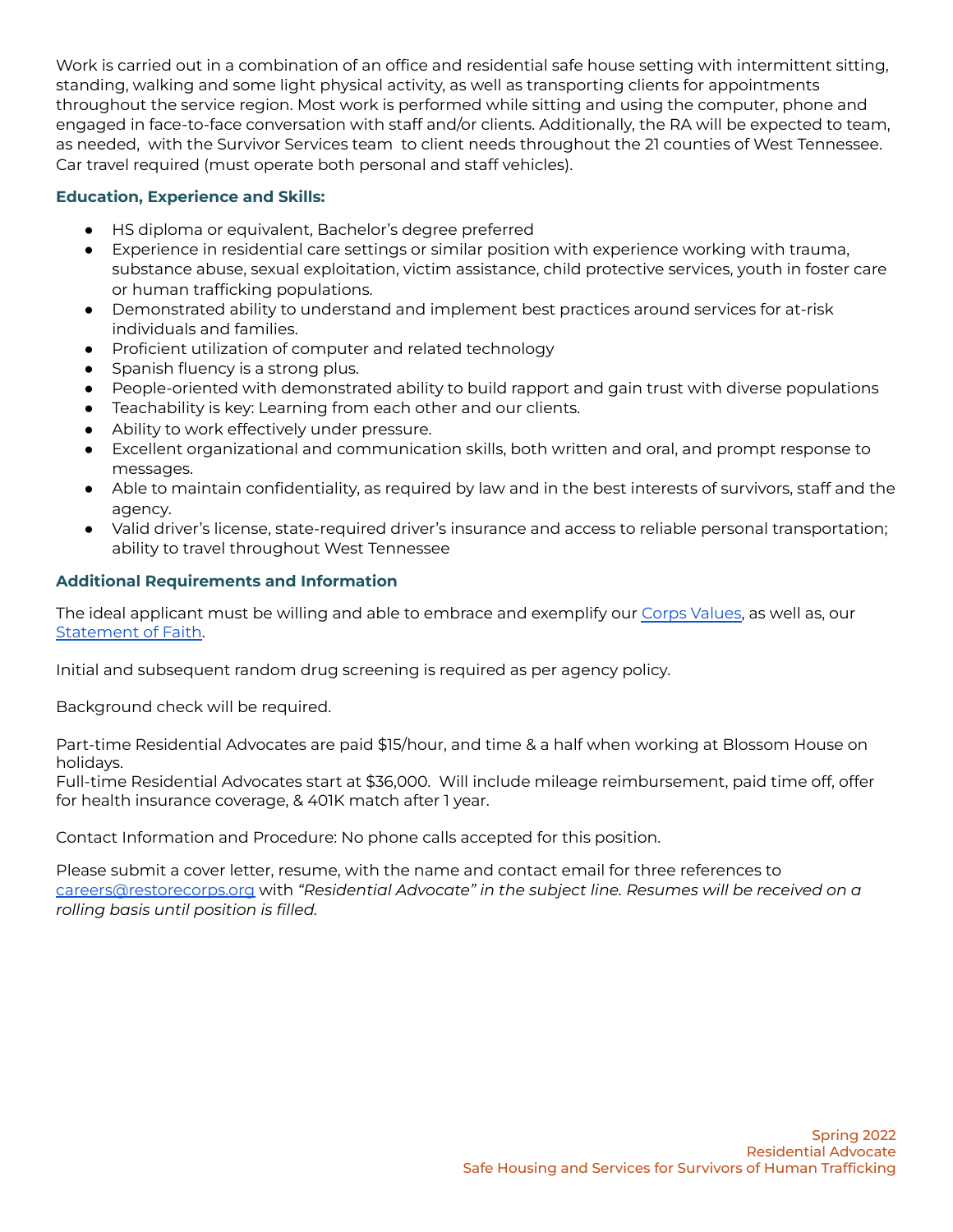Work is carried out in a combination of an office and residential safe house setting with intermittent sitting, standing, walking and some light physical activity, as well as transporting clients for appointments throughout the service region. Most work is performed while sitting and using the computer, phone and engaged in face-to-face conversation with staff and/or clients. Additionally, the RA will be expected to team, as needed, with the Survivor Services team to client needs throughout the 21 counties of West Tennessee. Car travel required (must operate both personal and staff vehicles).

### Education, Experience and Skills:

- HS diploma or equivalent, Bachelor's degree preferred
- Experience in residential care settings or similar position with experience working with trauma, substance abuse, sexual exploitation, victim assistance, child protective services, youth in foster care or human trafficking populations.
- Demonstrated ability to understand and implement best practices around services for at-risk individuals and families.
- Proficient utilization of computer and related technology
- Spanish fluency is a strong plus.
- People-oriented with demonstrated ability to build rapport and gain trust with diverse populations
- Teachability is key: Learning from each other and our clients.
- Ability to work effectively under pressure.
- Excellent organizational and communication skills, both written and oral, and prompt response to messages.
- Able to maintain confidentiality, as required by law and in the best interests of survivors, staff and the agency.
- Valid driver's license, state-required driver's insurance and access to reliable personal transportation; ability to travel throughout West Tennessee

### Additional Requirements and Information

The ideal applicant must be willing and able to embrace and exemplify our Corps Values, as well as, our Statement of Faith.

Initial and subsequent random drug screening is required as per agency policy.

Background check will be required.

Part-time Residential Advocates are paid $15/hour, and time & a half when working at Blossom House on holidays.
Full-time Residential Advocates start at $36,000. Will include mileage reimbursement, paid time off, offer for health insurance coverage, & 401K match after 1 year.

Contact Information and Procedure: No phone calls accepted for this position.

Please submit a cover letter, resume, with the name and contact email for three references to careers@restorecorps.org with *"Residential Advocate" in the subject line. Resumes will be received on a rolling basis until position is filled.*